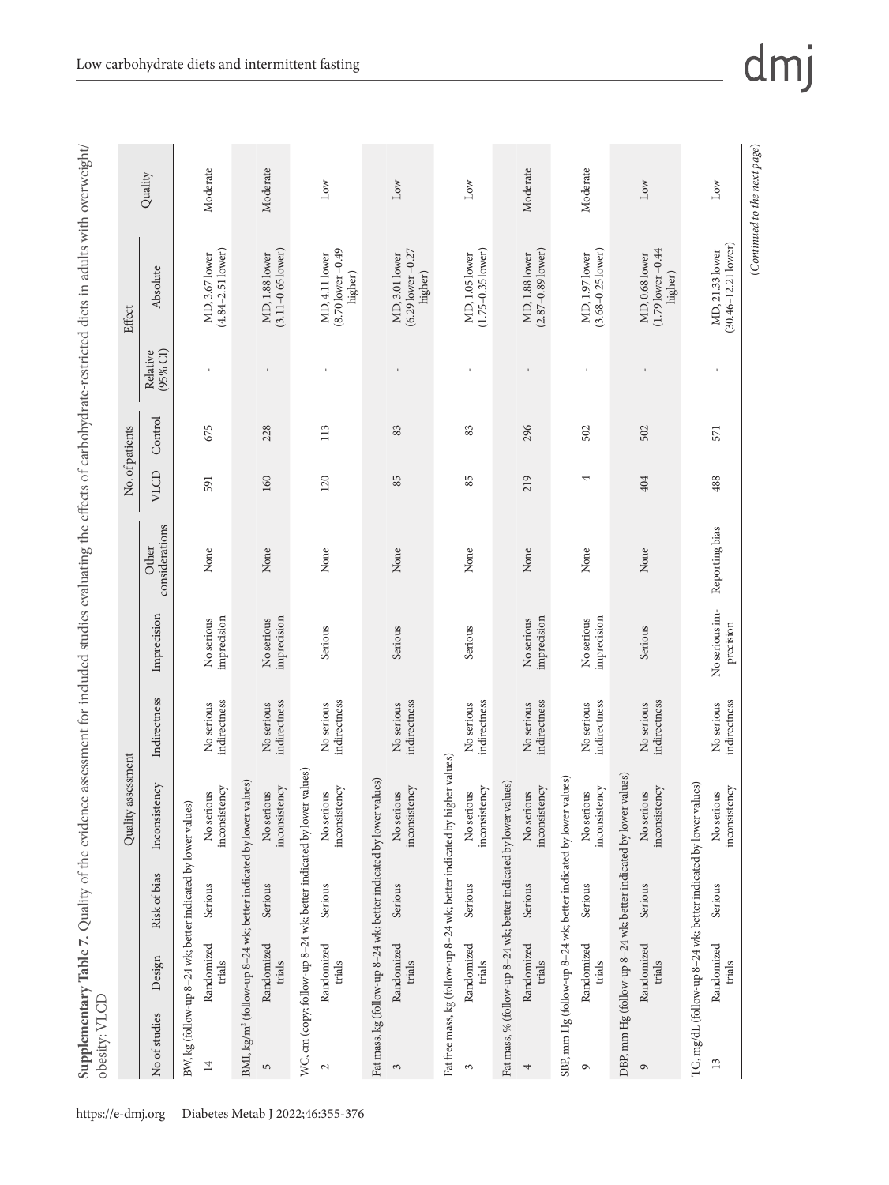**Supplementary Table 7.** Quality of the evidence assessment for included studies evaluating the effects of carbohydrate-restricted diets in adults with overweight/obesity: VLCD

| Quality assessment | | | | | | | No. of patients | | Effect | | Quality |
|---|---|---|---|---|---|---|---|---|---|---|---|
| No of studies | Design | Risk of bias | Inconsistency | Indirectness | Imprecision | Other considerations | VLCD | Control | Relative (95% CI) | Absolute | |
| BW, kg (follow-up 8–24 wk; better indicated by lower values) | | | | | | | | | | | |
| 14 | Randomized trials | Serious | No serious inconsistency | No serious indirectness | No serious imprecision | None | 591 | 675 | - | MD, 3.67 lower (4.84–2.51 lower) | Moderate |
| BMI, kg/m$^2$ (follow-up 8–24 wk; better indicated by lower values) | | | | | | | | | | | |
| 5 | Randomized trials | Serious | No serious inconsistency | No serious indirectness | No serious imprecision | None | 160 | 228 | - | MD, 1.88 lower (3.11–0.65 lower) | Moderate |
| WC, cm (copy; follow-up 8–24 wk; better indicated by lower values) | | | | | | | | | | | |
| 2 | Randomized trials | Serious | No serious inconsistency | No serious indirectness | Serious | None | 120 | 113 | - | MD, 4.11 lower (8.70 lower–0.49 higher) | Low |
| Fat mass, kg (follow-up 8–24 wk; better indicated by lower values) | | | | | | | | | | | |
| 3 | Randomized trials | Serious | No serious inconsistency | No serious indirectness | Serious | None | 85 | 83 | - | MD, 3.01 lower (6.29 lower–0.27 higher) | Low |
| Fat free mass, kg (follow-up 8–24 wk; better indicated by higher values) | | | | | | | | | | | |
| 3 | Randomized trials | Serious | No serious inconsistency | No serious indirectness | Serious | None | 85 | 83 | - | MD, 1.05 lower (1.75–0.35 lower) | Low |
| Fat mass, % (follow-up 8–24 wk; better indicated by lower values) | | | | | | | | | | | |
| 4 | Randomized trials | Serious | No serious inconsistency | No serious indirectness | No serious imprecision | None | 219 | 296 | - | MD, 1.88 lower (2.87–0.89 lower) | Moderate |
| SBP, mm Hg (follow-up 8–24 wk; better indicated by lower values) | | | | | | | | | | | |
| 9 | Randomized trials | Serious | No serious inconsistency | No serious indirectness | No serious imprecision | None | 4 | 502 | - | MD, 1.97 lower (3.68–0.25 lower) | Moderate |
| DBP, mm Hg (follow-up 8–24 wk; better indicated by lower values) | | | | | | | | | | | |
| 9 | Randomized trials | Serious | No serious inconsistency | No serious indirectness | Serious | None | 404 | 502 | - | MD, 0.68 lower (1.79 lower–0.44 higher) | Low |
| TG, mg/dL (follow-up 8–24 wk; better indicated by lower values) | | | | | | | | | | | |
| 13 | Randomized trials | Serious | No serious inconsistency | No serious indirectness | No serious imprecision | Reporting bias | 488 | 571 | - | MD, 21.33 lower (30.46–12.21 lower) | Low |

(*Continued to the next page*)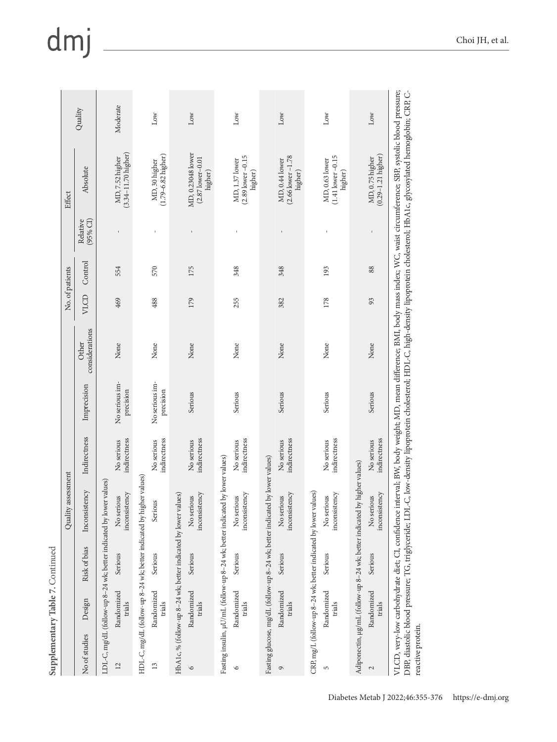**Supplementary Table 7.** Continued

| Quality assessment | | | | | | | No. of patients | | Effect | | Quality |
|---|---|---|---|---|---|---|---|---|---|---|---|
| No of studies | Design | Risk of bias | Inconsistency | Indirectness | Imprecision | Other considerations | VLCD | Control | Relative (95% CI) | Absolute | |
| LDL-C, mg/dL (follow-up 8–24 wk; better indicated by lower values) | | | | | | | | | | | |
| 12 | Randomized trials | Serious | No serious inconsistency | No serious indirectness | No serious imprecision | None | 469 | 554 | - | MD, 7.52 higher (3.34–11.70 higher) | Moderate |
| HDL-C, mg/dL (follow-up 8–24 wk; better indicated by higher values) | | | | | | | | | | | |
| 13 | Randomized trials | Serious | Serious | No serious indirectness | No serious imprecision | None | 488 | 570 | - | MD, 30 higher (1.79–6.82 higher) | Low |
| HbA1c, % (follow-up 8–24 wk; better indicated by lower values) | | | | | | | | | | | |
| 6 | Randomized trials | Serious | No serious inconsistency | No serious indirectness | Serious | None | 179 | 175 | - | MD, 0.23048 lower (2.87 lower–0.01 higher) | Low |
| Fasting insulin, μU/mL (follow-up 8–24 wk; better indicated by lower values) | | | | | | | | | | | |
| 6 | Randomized trials | Serious | No serious inconsistency | No serious indirectness | Serious | None | 255 | 348 | - | MD, 1.37 lower (2.89 lower –0.15 higher) | Low |
| Fasting glucose, mg/dL (follow-up 8–24 wk; better indicated by lower values) | | | | | | | | | | | |
| 9 | Randomized trials | Serious | No serious inconsistency | No serious indirectness | Serious | None | 382 | 348 | - | MD, 0.44 lower (2.66 lower –1.78 higher) | Low |
| CRP, mg/L (follow-up 8–24 wk; better indicated by lower values) | | | | | | | | | | | |
| 5 | Randomized trials | Serious | No serious inconsistency | No serious indirectness | Serious | None | 178 | 193 | - | MD, 0.63 lower (1.41 lower –0.15 higher) | Low |
| Adiponectin, μg/mL (follow-up 8–24 wk; better indicated by higher values) | | | | | | | | | | | |
| 2 | Randomized trials | Serious | No serious inconsistency | No serious indirectness | Serious | None | 93 | 88 | - | MD, 0.75 higher (0.29–1.21 higher) | Low |

VLCD, very-low carbohydrate diet; CI, confidence interval; BW, body weight; MD, mean difference; BMI, body mass index; WC, waist circumference; SBP, systolic blood pressure; DBP, diastolic blood pressure; TG, triglyceride; LDL-C, low-density lipoprotein cholesterol; HDL-C, high-density lipoprotein cholesterol; HbA1c, glycosylated hemoglobin; CRP, C-reactive protein.